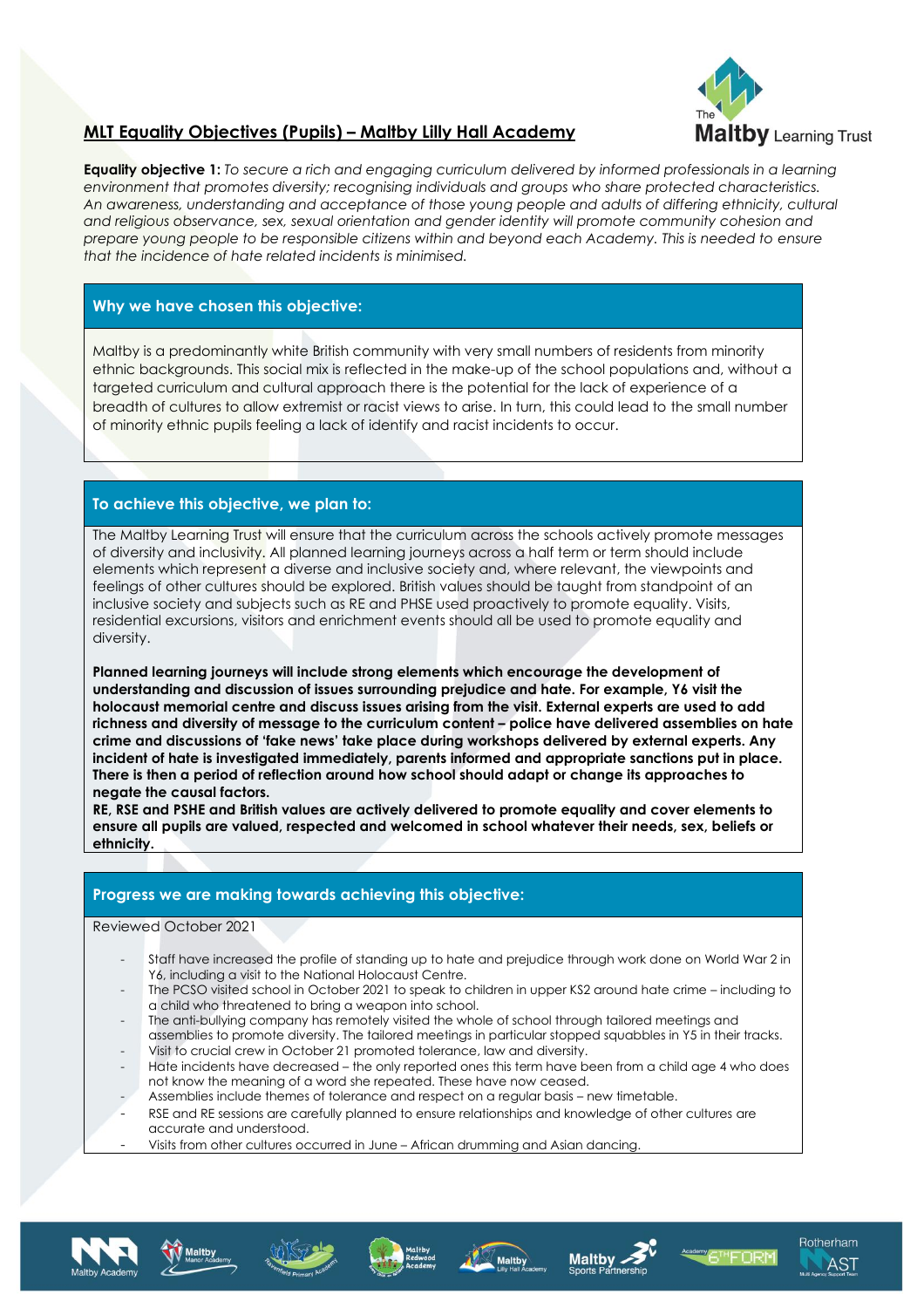## MLT Equality Objectives (Pupils) – Maltby Lilly Hall Academy

**Equality objective 1:** *To secure a rich and engaging curriculum delivered by informed professionals in a learning environment that promotes diversity; recognising individuals and groups who share protected characteristics. An awareness, understanding and acceptance of those young people and adults of differing ethnicity, cultural and religious observance, sex, sexual orientation and gender identity will promote community cohesion and prepare young people to be responsible citizens within and beyond each Academy. This is needed to ensure that the incidence of hate related incidents is minimised.*

### Why we have chosen this objective:

Maltby is a predominantly white British community with very small numbers of residents from minority ethnic backgrounds. This social mix is reflected in the make-up of the school populations and, without a targeted curriculum and cultural approach there is the potential for the lack of experience of a breadth of cultures to allow extremist or racist views to arise. In turn, this could lead to the small number of minority ethnic pupils feeling a lack of identify and racist incidents to occur.

### To achieve this objective, we plan to:

The Maltby Learning Trust will ensure that the curriculum across the schools actively promote messages of diversity and inclusivity. All planned learning journeys across a half term or term should include elements which represent a diverse and inclusive society and, where relevant, the viewpoints and feelings of other cultures should be explored. British values should be taught from standpoint of an inclusive society and subjects such as RE and PHSE used proactively to promote equality. Visits, residential excursions, visitors and enrichment events should all be used to promote equality and diversity.

**Planned learning journeys will include strong elements which encourage the development of understanding and discussion of issues surrounding prejudice and hate. For example, Y6 visit the holocaust memorial centre and discuss issues arising from the visit. External experts are used to add richness and diversity of message to the curriculum content – police have delivered assemblies on hate crime and discussions of 'fake news' take place during workshops delivered by external experts. Any incident of hate is investigated immediately, parents informed and appropriate sanctions put in place. There is then a period of reflection around how school should adapt or change its approaches to negate the causal factors.**

**RE, RSE and PSHE and British values are actively delivered to promote equality and cover elements to ensure all pupils are valued, respected and welcomed in school whatever their needs, sex, beliefs or ethnicity.**

### Progress we are making towards achieving this objective:

Reviewed October 2021

- Staff have increased the profile of standing up to hate and prejudice through work done on World War 2 in Y6, including a visit to the National Holocaust Centre.
- The PCSO visited school in October 2021 to speak to children in upper KS2 around hate crime – including to a child who threatened to bring a weapon into school.
- The anti-bullying company has remotely visited the whole of school through tailored meetings and assemblies to promote diversity. The tailored meetings in particular stopped squabbles in Y5 in their tracks.
- Visit to crucial crew in October 21 promoted tolerance, law and diversity.
- Hate incidents have decreased – the only reported ones this term have been from a child age 4 who does not know the meaning of a word she repeated. These have now ceased.
- Assemblies include themes of tolerance and respect on a regular basis – new timetable.
- RSE and RE sessions are carefully planned to ensure relationships and knowledge of other cultures are accurate and understood.
- Visits from other cultures occurred in June – African drumming and Asian dancing.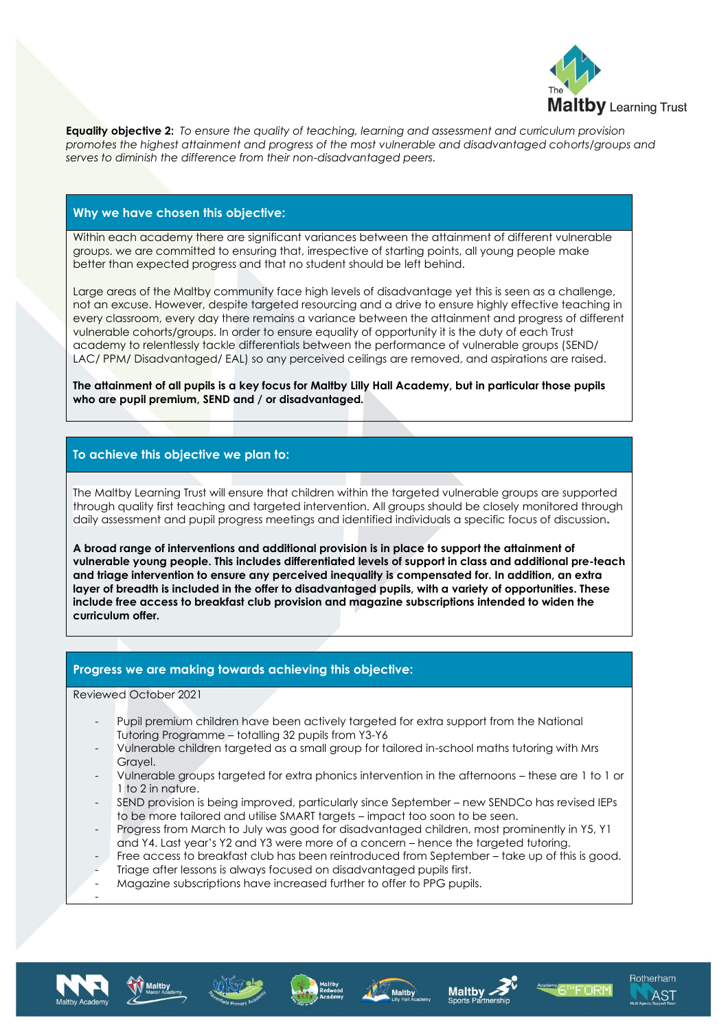**Equality objective 2:** *To ensure the quality of teaching, learning and assessment and curriculum provision promotes the highest attainment and progress of the most vulnerable and disadvantaged cohorts/groups and serves to diminish the difference from their non-disadvantaged peers.*

## Why we have chosen this objective:

Within each academy there are significant variances between the attainment of different vulnerable groups. we are committed to ensuring that, irrespective of starting points, all young people make better than expected progress and that no student should be left behind.

Large areas of the Maltby community face high levels of disadvantage yet this is seen as a challenge, not an excuse. However, despite targeted resourcing and a drive to ensure highly effective teaching in every classroom, every day there remains a variance between the attainment and progress of different vulnerable cohorts/groups. In order to ensure equality of opportunity it is the duty of each Trust academy to relentlessly tackle differentials between the performance of vulnerable groups (SEND/ LAC/ PPM/ Disadvantaged/ EAL) so any perceived ceilings are removed, and aspirations are raised.

**The attainment of all pupils is a key focus for Maltby Lilly Hall Academy, but in particular those pupils who are pupil premium, SEND and / or disadvantaged.**

## To achieve this objective we plan to:

The Maltby Learning Trust will ensure that children within the targeted vulnerable groups are supported through quality first teaching and targeted intervention. All groups should be closely monitored through daily assessment and pupil progress meetings and identified individuals a specific focus of discussion**.**

**A broad range of interventions and additional provision is in place to support the attainment of vulnerable young people. This includes differentiated levels of support in class and additional pre-teach and triage intervention to ensure any perceived inequality is compensated for. In addition, an extra layer of breadth is included in the offer to disadvantaged pupils, with a variety of opportunities. These include free access to breakfast club provision and magazine subscriptions intended to widen the curriculum offer.**

## Progress we are making towards achieving this objective:

Reviewed October 2021

- Pupil premium children have been actively targeted for extra support from the National Tutoring Programme – totalling 32 pupils from Y3-Y6
- Vulnerable children targeted as a small group for tailored in-school maths tutoring with Mrs Grayel.
- Vulnerable groups targeted for extra phonics intervention in the afternoons – these are 1 to 1 or 1 to 2 in nature.
- SEND provision is being improved, particularly since September – new SENDCo has revised IEPs to be more tailored and utilise SMART targets – impact too soon to be seen.
- Progress from March to July was good for disadvantaged children, most prominently in Y5, Y1 and Y4. Last year's Y2 and Y3 were more of a concern – hence the targeted tutoring.
- Free access to breakfast club has been reintroduced from September – take up of this is good.
- Triage after lessons is always focused on disadvantaged pupils first.
- Magazine subscriptions have increased further to offer to PPG pupils.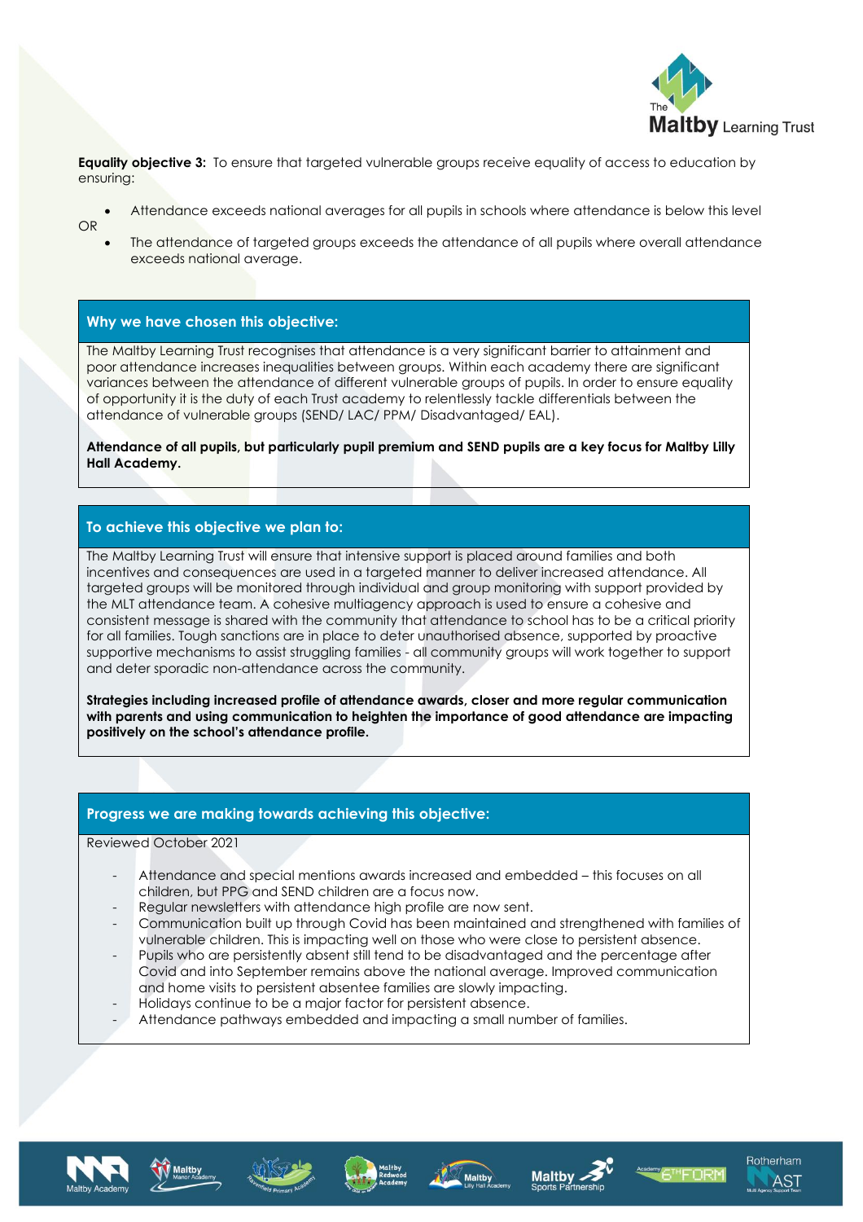**Equality objective 3:** To ensure that targeted vulnerable groups receive equality of access to education by ensuring:

- Attendance exceeds national averages for all pupils in schools where attendance is below this level

OR

- The attendance of targeted groups exceeds the attendance of all pupils where overall attendance exceeds national average.

## Why we have chosen this objective:

The Maltby Learning Trust recognises that attendance is a very significant barrier to attainment and poor attendance increases inequalities between groups. Within each academy there are significant variances between the attendance of different vulnerable groups of pupils. In order to ensure equality of opportunity it is the duty of each Trust academy to relentlessly tackle differentials between the attendance of vulnerable groups (SEND/ LAC/ PPM/ Disadvantaged/ EAL).

**Attendance of all pupils, but particularly pupil premium and SEND pupils are a key focus for Maltby Lilly Hall Academy.**

## To achieve this objective we plan to:

The Maltby Learning Trust will ensure that intensive support is placed around families and both incentives and consequences are used in a targeted manner to deliver increased attendance. All targeted groups will be monitored through individual and group monitoring with support provided by the MLT attendance team. A cohesive multiagency approach is used to ensure a cohesive and consistent message is shared with the community that attendance to school has to be a critical priority for all families. Tough sanctions are in place to deter unauthorised absence, supported by proactive supportive mechanisms to assist struggling families - all community groups will work together to support and deter sporadic non-attendance across the community.

**Strategies including increased profile of attendance awards, closer and more regular communication with parents and using communication to heighten the importance of good attendance are impacting positively on the school's attendance profile.**

## Progress we are making towards achieving this objective:

Reviewed October 2021

- Attendance and special mentions awards increased and embedded – this focuses on all children, but PPG and SEND children are a focus now.
- Regular newsletters with attendance high profile are now sent.
- Communication built up through Covid has been maintained and strengthened with families of vulnerable children. This is impacting well on those who were close to persistent absence.
- Pupils who are persistently absent still tend to be disadvantaged and the percentage after Covid and into September remains above the national average. Improved communication and home visits to persistent absentee families are slowly impacting.
- Holidays continue to be a major factor for persistent absence.
- Attendance pathways embedded and impacting a small number of families.